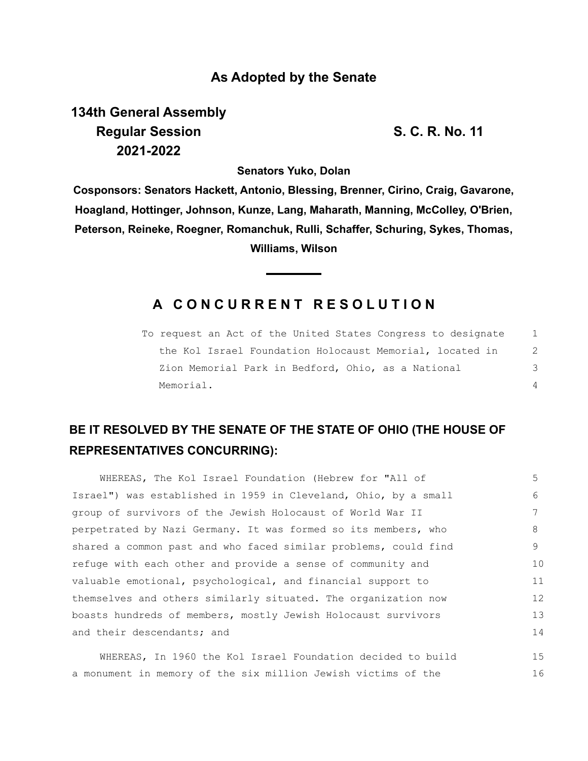**As Adopted by the Senate**

**134th General Assembly**
**Regular Session** **S. C. R. No. 11**
**2021-2022**

**Senators Yuko, Dolan**

**Cosponsors: Senators Hackett, Antonio, Blessing, Brenner, Cirino, Craig, Gavarone, Hoagland, Hottinger, Johnson, Kunze, Lang, Maharath, Manning, McColley, O'Brien, Peterson, Reineke, Roegner, Romanchuk, Rulli, Schaffer, Schuring, Sykes, Thomas, Williams, Wilson**

## A CONCURRENT RESOLUTION

To request an Act of the United States Congress to designate the Kol Israel Foundation Holocaust Memorial, located in Zion Memorial Park in Bedford, Ohio, as a National Memorial.

**BE IT RESOLVED BY THE SENATE OF THE STATE OF OHIO (THE HOUSE OF REPRESENTATIVES CONCURRING):**

WHEREAS, The Kol Israel Foundation (Hebrew for "All of Israel") was established in 1959 in Cleveland, Ohio, by a small group of survivors of the Jewish Holocaust of World War II perpetrated by Nazi Germany. It was formed so its members, who shared a common past and who faced similar problems, could find refuge with each other and provide a sense of community and valuable emotional, psychological, and financial support to themselves and others similarly situated. The organization now boasts hundreds of members, mostly Jewish Holocaust survivors and their descendants; and

WHEREAS, In 1960 the Kol Israel Foundation decided to build a monument in memory of the six million Jewish victims of the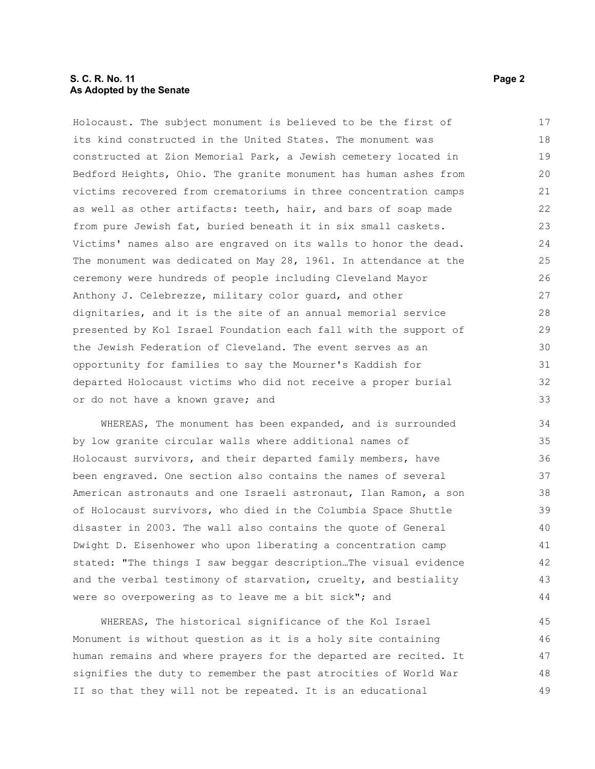Holocaust. The subject monument is believed to be the first of its kind constructed in the United States. The monument was constructed at Zion Memorial Park, a Jewish cemetery located in Bedford Heights, Ohio. The granite monument has human ashes from victims recovered from crematoriums in three concentration camps as well as other artifacts: teeth, hair, and bars of soap made from pure Jewish fat, buried beneath it in six small caskets. Victims' names also are engraved on its walls to honor the dead. The monument was dedicated on May 28, 1961. In attendance at the ceremony were hundreds of people including Cleveland Mayor Anthony J. Celebrezze, military color guard, and other dignitaries, and it is the site of an annual memorial service presented by Kol Israel Foundation each fall with the support of the Jewish Federation of Cleveland. The event serves as an opportunity for families to say the Mourner's Kaddish for departed Holocaust victims who did not receive a proper burial or do not have a known grave; and

WHEREAS, The monument has been expanded, and is surrounded by low granite circular walls where additional names of Holocaust survivors, and their departed family members, have been engraved. One section also contains the names of several American astronauts and one Israeli astronaut, Ilan Ramon, a son of Holocaust survivors, who died in the Columbia Space Shuttle disaster in 2003. The wall also contains the quote of General Dwight D. Eisenhower who upon liberating a concentration camp stated: "The things I saw beggar description…The visual evidence and the verbal testimony of starvation, cruelty, and bestiality were so overpowering as to leave me a bit sick"; and

WHEREAS, The historical significance of the Kol Israel Monument is without question as it is a holy site containing human remains and where prayers for the departed are recited. It signifies the duty to remember the past atrocities of World War II so that they will not be repeated. It is an educational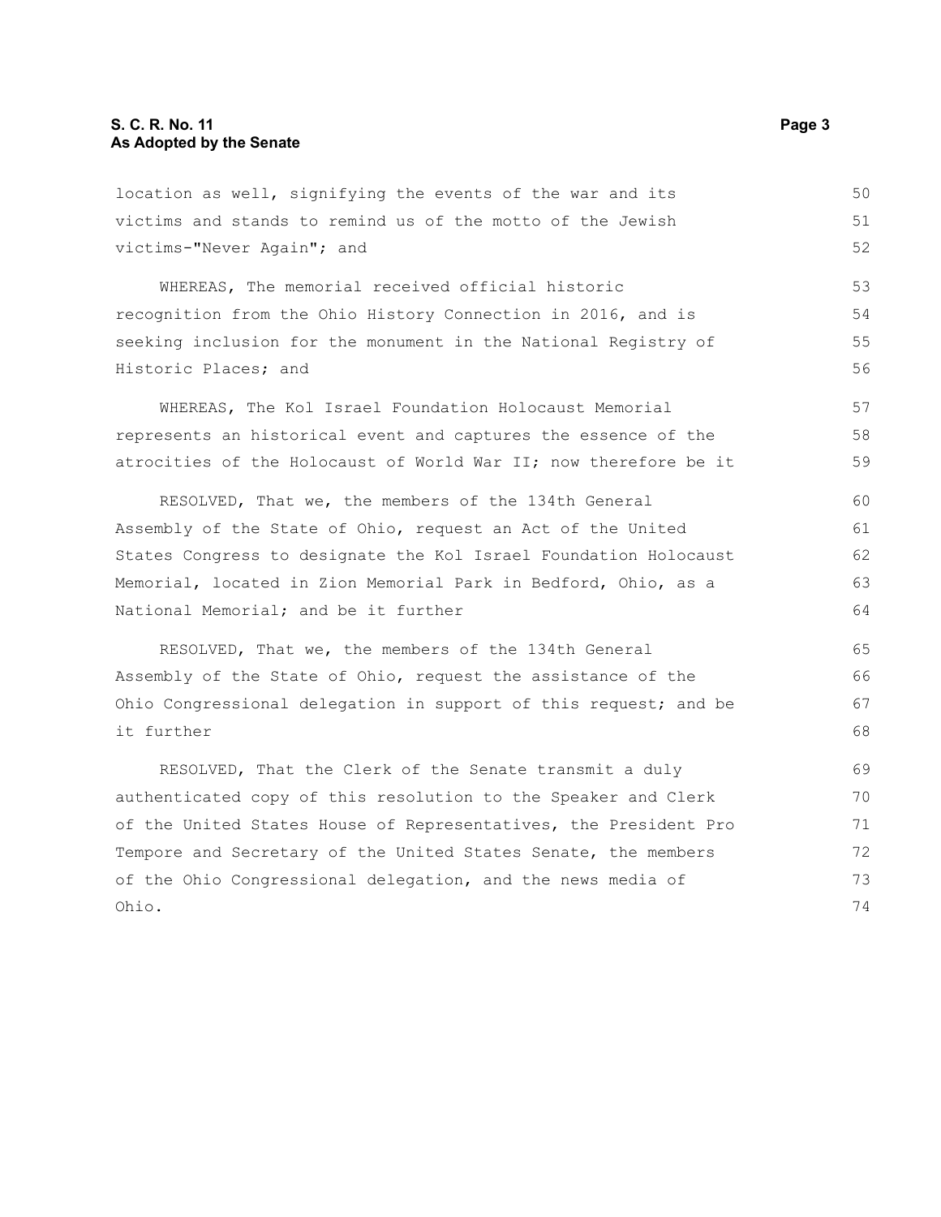location as well, signifying the events of the war and its victims and stands to remind us of the motto of the Jewish victims-"Never Again"; and

WHEREAS, The memorial received official historic recognition from the Ohio History Connection in 2016, and is seeking inclusion for the monument in the National Registry of Historic Places; and

WHEREAS, The Kol Israel Foundation Holocaust Memorial represents an historical event and captures the essence of the atrocities of the Holocaust of World War II; now therefore be it

RESOLVED, That we, the members of the 134th General Assembly of the State of Ohio, request an Act of the United States Congress to designate the Kol Israel Foundation Holocaust Memorial, located in Zion Memorial Park in Bedford, Ohio, as a National Memorial; and be it further

RESOLVED, That we, the members of the 134th General Assembly of the State of Ohio, request the assistance of the Ohio Congressional delegation in support of this request; and be it further

RESOLVED, That the Clerk of the Senate transmit a duly authenticated copy of this resolution to the Speaker and Clerk of the United States House of Representatives, the President Pro Tempore and Secretary of the United States Senate, the members of the Ohio Congressional delegation, and the news media of Ohio.